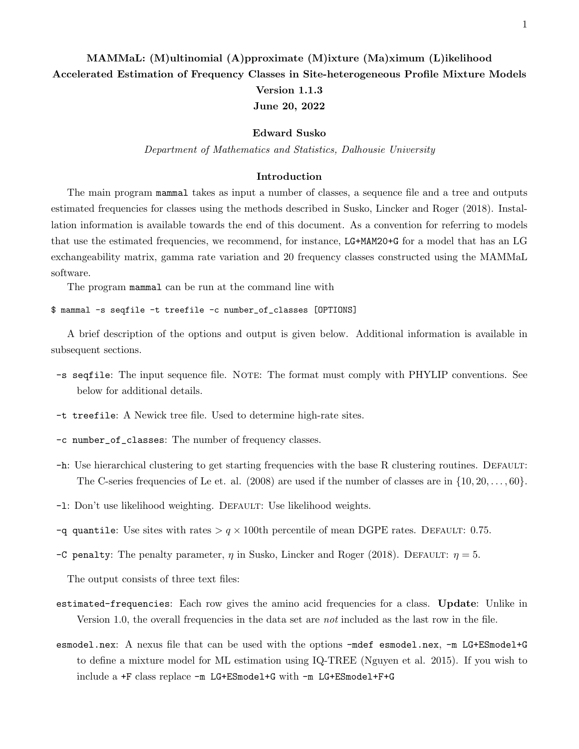# MAMMaL: (M)ultinomial (A)pproximate (M)ixture (Ma)ximum (L)ikelihood Accelerated Estimation of Frequency Classes in Site-heterogeneous Profile Mixture Models

**Version 1.1.3**

**June 20, 2022**

**Edward Susko**

*Department of Mathematics and Statistics, Dalhousie University*

## Introduction

The main program `mammal` takes as input a number of classes, a sequence file and a tree and outputs estimated frequencies for classes using the methods described in Susko, Lincker and Roger (2018). Installation information is available towards the end of this document. As a convention for referring to models that use the estimated frequencies, we recommend, for instance, `LG+MAM20+G` for a model that has an LG exchangeability matrix, gamma rate variation and 20 frequency classes constructed using the MAMMaL software.

The program `mammal` can be run at the command line with

```
$ mammal -s seqfile -t treefile -c number_of_classes [OPTIONS]
```

A brief description of the options and output is given below. Additional information is available in subsequent sections.

- `-s seqfile`: The input sequence file. Note: The format must comply with PHYLIP conventions. See below for additional details.
- `-t treefile`: A Newick tree file. Used to determine high-rate sites.
- `-c number_of_classes`: The number of frequency classes.
- `-h`: Use hierarchical clustering to get starting frequencies with the base R clustering routines. Default: The C-series frequencies of Le et. al. (2008) are used if the number of classes are in $\{10, 20, \ldots, 60\}$.
- `-l`: Don't use likelihood weighting. Default: Use likelihood weights.
- `-q quantile`: Use sites with rates $> q \times 100$th percentile of mean DGPE rates. Default: 0.75.
- `-C penalty`: The penalty parameter, $\eta$ in Susko, Lincker and Roger (2018). Default: $\eta = 5$.

The output consists of three text files:

- `estimated-frequencies`: Each row gives the amino acid frequencies for a class. **Update**: Unlike in Version 1.0, the overall frequencies in the data set are *not* included as the last row in the file.
- `esmodel.nex`: A nexus file that can be used with the options `-mdef esmodel.nex`, `-m LG+ESmodel+G` to define a mixture model for ML estimation using IQ-TREE (Nguyen et al. 2015). If you wish to include a `+F` class replace `-m LG+ESmodel+G` with `-m LG+ESmodel+F+G`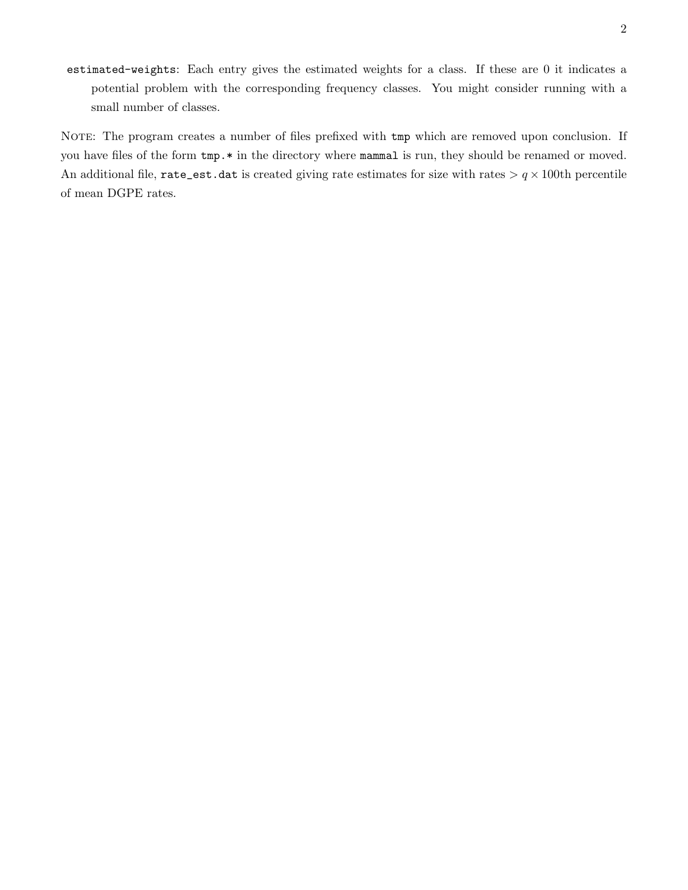`estimated-weights`: Each entry gives the estimated weights for a class. If these are 0 it indicates a potential problem with the corresponding frequency classes. You might consider running with a small number of classes.

NOTE: The program creates a number of files prefixed with `tmp` which are removed upon conclusion. If you have files of the form `tmp.*` in the directory where `mammal` is run, they should be renamed or moved. An additional file, `rate_est.dat` is created giving rate estimates for size with rates $> q \times 100$th percentile of mean DGPE rates.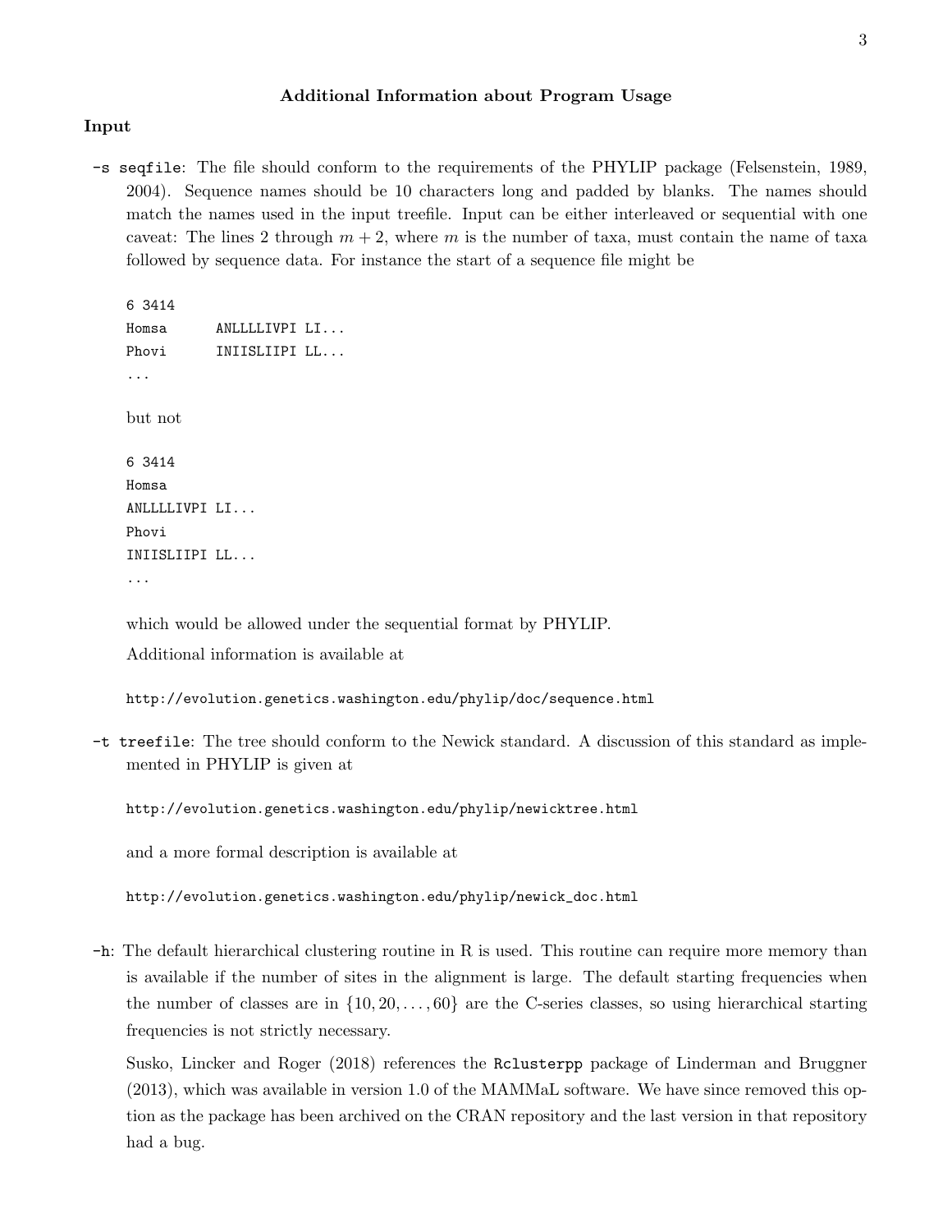## Additional Information about Program Usage

### Input

**-s seqfile**: The file should conform to the requirements of the PHYLIP package (Felsenstein, 1989, 2004). Sequence names should be 10 characters long and padded by blanks. The names should match the names used in the input treefile. Input can be either interleaved or sequential with one caveat: The lines 2 through $m+2$, where $m$ is the number of taxa, must contain the name of taxa followed by sequence data. For instance the start of a sequence file might be

```
6 3414
Homsa      ANLLLLIVPI LI...
Phovi      INIISLIIPI LL...
...
```

but not

```
6 3414
Homsa
ANLLLLIVPI LI...
Phovi
INIISLIIPI LL...
...
```

which would be allowed under the sequential format by PHYLIP.

Additional information is available at

```
http://evolution.genetics.washington.edu/phylip/doc/sequence.html
```

**-t treefile**: The tree should conform to the Newick standard. A discussion of this standard as implemented in PHYLIP is given at

```
http://evolution.genetics.washington.edu/phylip/newicktree.html
```

and a more formal description is available at

```
http://evolution.genetics.washington.edu/phylip/newick_doc.html
```

**-h**: The default hierarchical clustering routine in R is used. This routine can require more memory than is available if the number of sites in the alignment is large. The default starting frequencies when the number of classes are in $\{10, 20, \ldots, 60\}$ are the C-series classes, so using hierarchical starting frequencies is not strictly necessary.

Susko, Lincker and Roger (2018) references the `Rclusterpp` package of Linderman and Bruggner (2013), which was available in version 1.0 of the MAMMaL software. We have since removed this option as the package has been archived on the CRAN repository and the last version in that repository had a bug.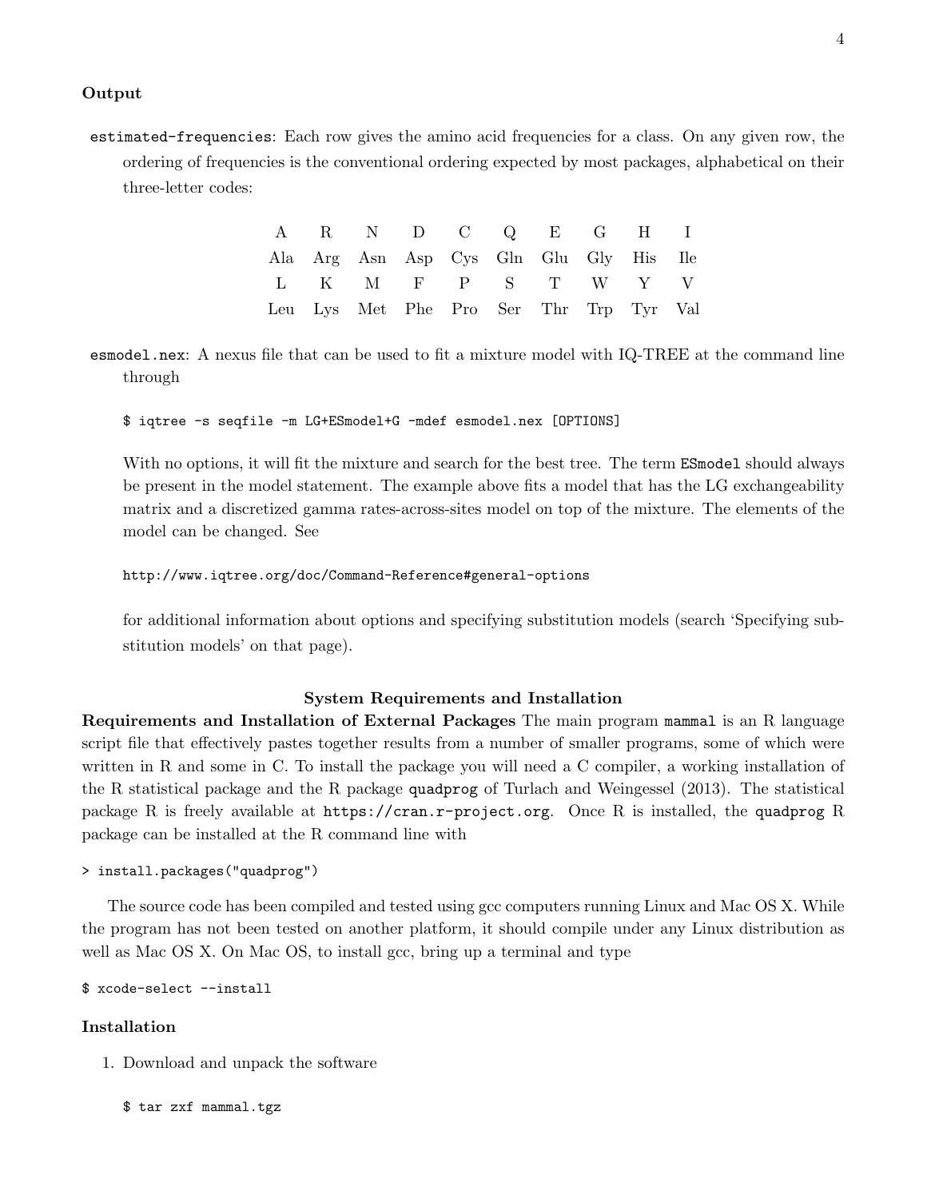### Output

`estimated-frequencies`: Each row gives the amino acid frequencies for a class. On any given row, the ordering of frequencies is the conventional ordering expected by most packages, alphabetical on their three-letter codes:

| A | R | N | D | C | Q | E | G | H | I |
|---|---|---|---|---|---|---|---|---|---|
| Ala | Arg | Asn | Asp | Cys | Gln | Glu | Gly | His | Ile |
| L | K | M | F | P | S | T | W | Y | V |
| Leu | Lys | Met | Phe | Pro | Ser | Thr | Trp | Tyr | Val |

`esmodel.nex`: A nexus file that can be used to fit a mixture model with IQ-TREE at the command line through

```
$ iqtree -s seqfile -m LG+ESmodel+G -mdef esmodel.nex [OPTIONS]
```

With no options, it will fit the mixture and search for the best tree. The term `ESmodel` should always be present in the model statement. The example above fits a model that has the LG exchangeability matrix and a discretized gamma rates-across-sites model on top of the mixture. The elements of the model can be changed. See

```
http://www.iqtree.org/doc/Command-Reference#general-options
```

for additional information about options and specifying substitution models (search 'Specifying substitution models' on that page).

## System Requirements and Installation

**Requirements and Installation of External Packages** The main program `mammal` is an R language script file that effectively pastes together results from a number of smaller programs, some of which were written in R and some in C. To install the package you will need a C compiler, a working installation of the R statistical package and the R package `quadprog` of Turlach and Weingessel (2013). The statistical package R is freely available at `https://cran.r-project.org`. Once R is installed, the `quadprog` R package can be installed at the R command line with

```
> install.packages("quadprog")
```

The source code has been compiled and tested using gcc computers running Linux and Mac OS X. While the program has not been tested on another platform, it should compile under any Linux distribution as well as Mac OS X. On Mac OS, to install gcc, bring up a terminal and type

```
$ xcode-select --install
```

### Installation

1. Download and unpack the software

   ```
   $ tar zxf mammal.tgz
   ```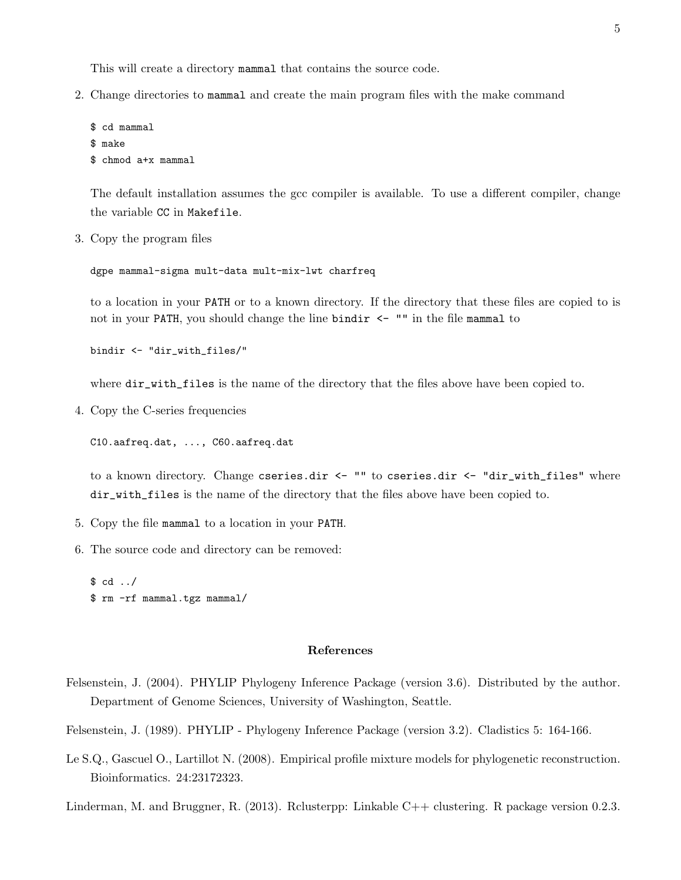This will create a directory `mammal` that contains the source code.

2. Change directories to `mammal` and create the main program files with the make command

```
$ cd mammal
$ make
$ chmod a+x mammal
```

The default installation assumes the gcc compiler is available. To use a different compiler, change the variable `CC` in `Makefile`.

3. Copy the program files

```
dgpe mammal-sigma mult-data mult-mix-lwt charfreq
```

to a location in your `PATH` or to a known directory. If the directory that these files are copied to is not in your `PATH`, you should change the line `bindir <- ""` in the file `mammal` to

```
bindir <- "dir_with_files/"
```

where `dir_with_files` is the name of the directory that the files above have been copied to.

4. Copy the C-series frequencies

```
C10.aafreq.dat, ..., C60.aafreq.dat
```

to a known directory. Change `cseries.dir <- ""` to `cseries.dir <- "dir_with_files"` where `dir_with_files` is the name of the directory that the files above have been copied to.

5. Copy the file `mammal` to a location in your `PATH`.

6. The source code and directory can be removed:

```
$ cd ../
$ rm -rf mammal.tgz mammal/
```

## References

Felsenstein, J. (2004). PHYLIP Phylogeny Inference Package (version 3.6). Distributed by the author. Department of Genome Sciences, University of Washington, Seattle.

Felsenstein, J. (1989). PHYLIP - Phylogeny Inference Package (version 3.2). Cladistics 5: 164-166.

Le S.Q., Gascuel O., Lartillot N. (2008). Empirical profile mixture models for phylogenetic reconstruction. Bioinformatics. 24:23172323.

Linderman, M. and Bruggner, R. (2013). Rclusterpp: Linkable C++ clustering. R package version 0.2.3.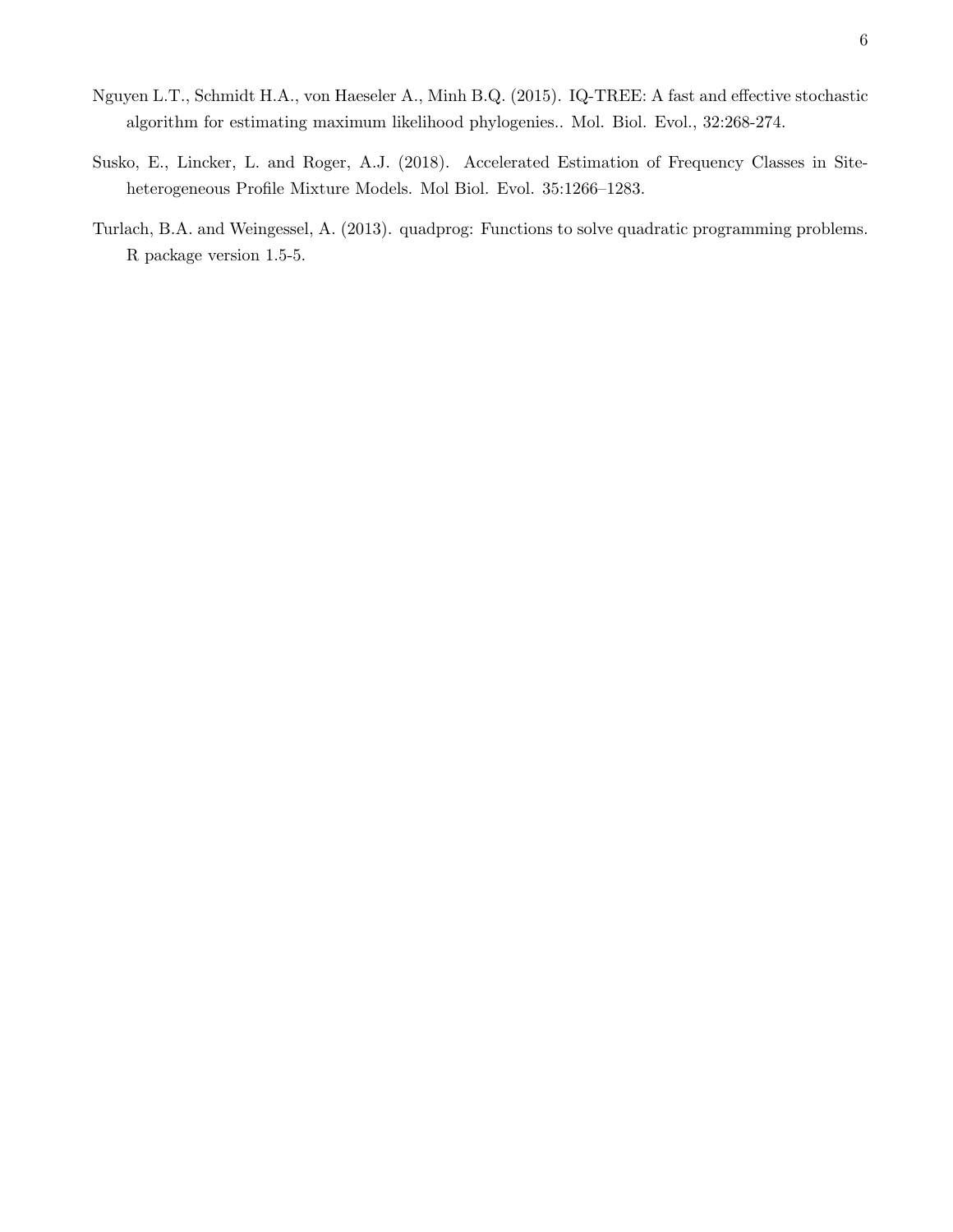Nguyen L.T., Schmidt H.A., von Haeseler A., Minh B.Q. (2015). IQ-TREE: A fast and effective stochastic algorithm for estimating maximum likelihood phylogenies.. Mol. Biol. Evol., 32:268-274.

Susko, E., Lincker, L. and Roger, A.J. (2018). Accelerated Estimation of Frequency Classes in Site-heterogeneous Profile Mixture Models. Mol Biol. Evol. 35:1266–1283.

Turlach, B.A. and Weingessel, A. (2013). quadprog: Functions to solve quadratic programming problems. R package version 1.5-5.